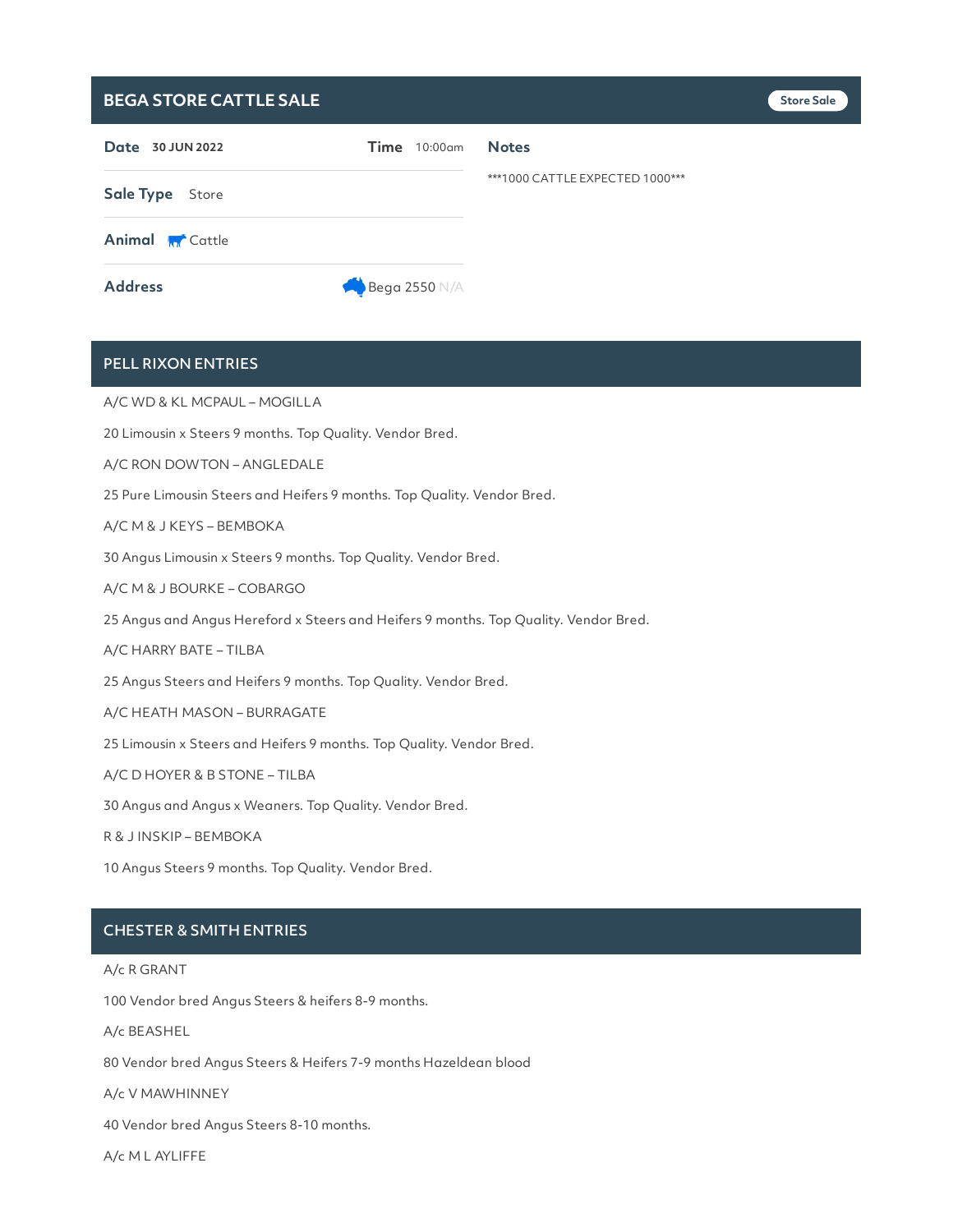# BEGA STORE CATTLE SALE

Store Sale

**Date** 30 JUN 2022 **Time** 10:00am

**Sale Type** Store

**Animal** Cattle

**Address** Bega 2550 N/A

**Notes**

***1000 CATTLE EXPECTED 1000***

## PELL RIXON ENTRIES

A/C WD & KL MCPAUL – MOGILLA

20 Limousin x Steers 9 months. Top Quality. Vendor Bred.

A/C RON DOWTON – ANGLEDALE

25 Pure Limousin Steers and Heifers 9 months. Top Quality. Vendor Bred.

A/C M & J KEYS – BEMBOKA

30 Angus Limousin x Steers 9 months. Top Quality. Vendor Bred.

A/C M & J BOURKE – COBARGO

25 Angus and Angus Hereford x Steers and Heifers 9 months. Top Quality. Vendor Bred.

A/C HARRY BATE – TILBA

25 Angus Steers and Heifers 9 months. Top Quality. Vendor Bred.

A/C HEATH MASON – BURRAGATE

25 Limousin x Steers and Heifers 9 months. Top Quality. Vendor Bred.

A/C D HOYER & B STONE – TILBA

30 Angus and Angus x Weaners. Top Quality. Vendor Bred.

R & J INSKIP – BEMBOKA

10 Angus Steers 9 months. Top Quality. Vendor Bred.

## CHESTER & SMITH ENTRIES

A/c R GRANT

100 Vendor bred Angus Steers & heifers 8-9 months.

A/c BEASHEL

80 Vendor bred Angus Steers & Heifers 7-9 months Hazeldean blood

A/c V MAWHINNEY

40 Vendor bred Angus Steers 8-10 months.

A/c M L AYLIFFE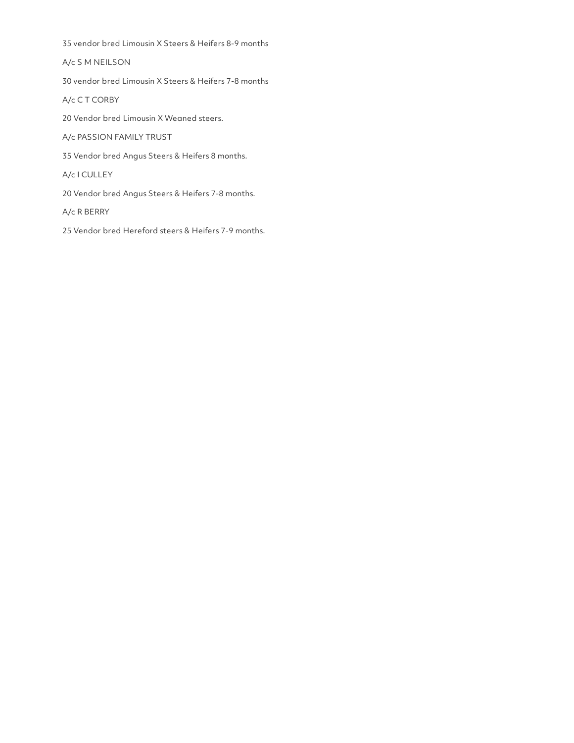35 vendor bred Limousin X Steers & Heifers 8-9 months

A/c S M NEILSON

30 vendor bred Limousin X Steers & Heifers 7-8 months

A/c C T CORBY

20 Vendor bred Limousin X Weaned steers.

A/c PASSION FAMILY TRUST

35 Vendor bred Angus Steers & Heifers 8 months.

A/c I CULLEY

20 Vendor bred Angus Steers & Heifers 7-8 months.

A/c R BERRY

25 Vendor bred Hereford steers & Heifers 7-9 months.